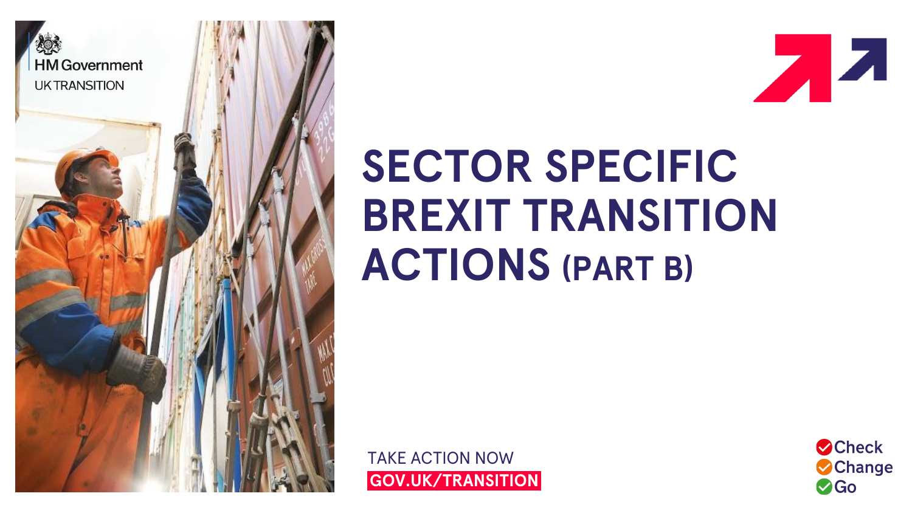HM Government

UK TRANSITION

# SECTOR SPECIFIC BREXIT TRANSITION ACTIONS (PART B)

TAKE ACTION NOW

**GOV.UK/TRANSITION**

Check

Change

Go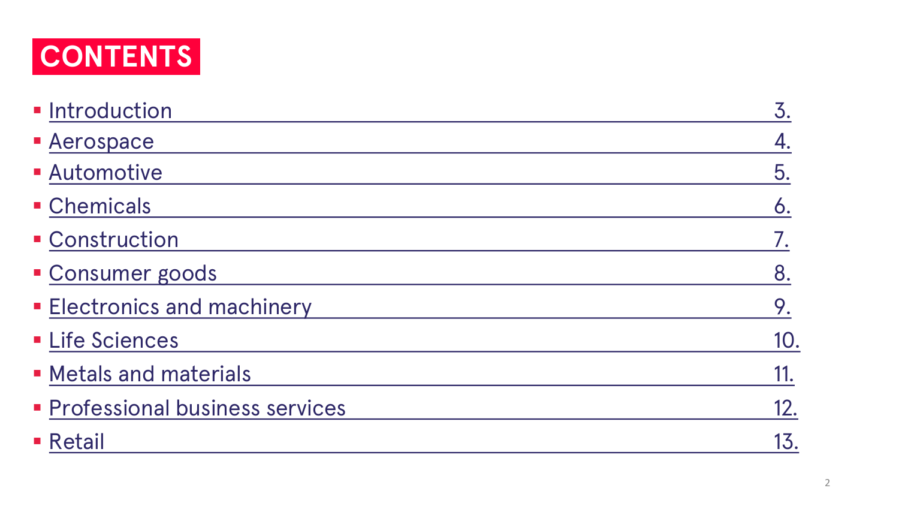# CONTENTS

- Introduction 3.
- Aerospace 4.
- Automotive 5.
- Chemicals 6.
- Construction 7.
- Consumer goods 8.
- Electronics and machinery 9.
- Life Sciences 10.
- Metals and materials 11.
- Professional business services 12.
- Retail 13.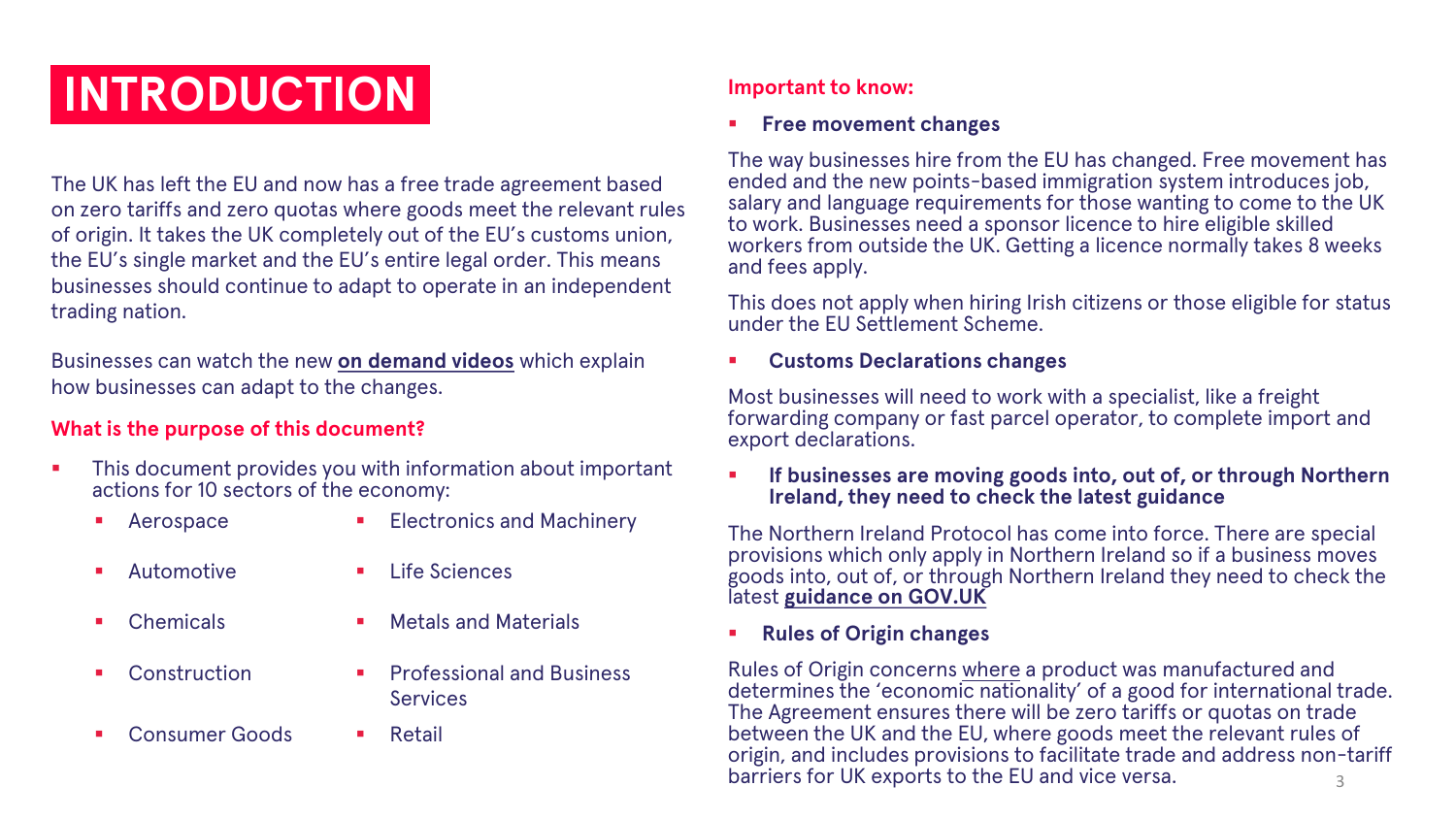# INTRODUCTION

The UK has left the EU and now has a free trade agreement based on zero tariffs and zero quotas where goods meet the relevant rules of origin. It takes the UK completely out of the EU's customs union, the EU's single market and the EU's entire legal order. This means businesses should continue to adapt to operate in an independent trading nation.

Businesses can watch the new **on demand videos** which explain how businesses can adapt to the changes.

### What is the purpose of this document?

- This document provides you with information about important actions for 10 sectors of the economy:
  - Aerospace
  - Automotive
  - Chemicals
  - Construction
  - Consumer Goods
  - Electronics and Machinery
  - Life Sciences
  - Metals and Materials
  - Professional and Business Services
  - Retail

### Important to know:

- **Free movement changes**

The way businesses hire from the EU has changed. Free movement has ended and the new points-based immigration system introduces job, salary and language requirements for those wanting to come to the UK to work. Businesses need a sponsor licence to hire eligible skilled workers from outside the UK. Getting a licence normally takes 8 weeks and fees apply.

This does not apply when hiring Irish citizens or those eligible for status under the EU Settlement Scheme.

- **Customs Declarations changes**

Most businesses will need to work with a specialist, like a freight forwarding company or fast parcel operator, to complete import and export declarations.

- **If businesses are moving goods into, out of, or through Northern Ireland, they need to check the latest guidance**

The Northern Ireland Protocol has come into force. There are special provisions which only apply in Northern Ireland so if a business moves goods into, out of, or through Northern Ireland they need to check the latest **guidance on GOV.UK**

- **Rules of Origin changes**

Rules of Origin concerns where a product was manufactured and determines the 'economic nationality' of a good for international trade. The Agreement ensures there will be zero tariffs or quotas on trade between the UK and the EU, where goods meet the relevant rules of origin, and includes provisions to facilitate trade and address non-tariff barriers for UK exports to the EU and vice versa.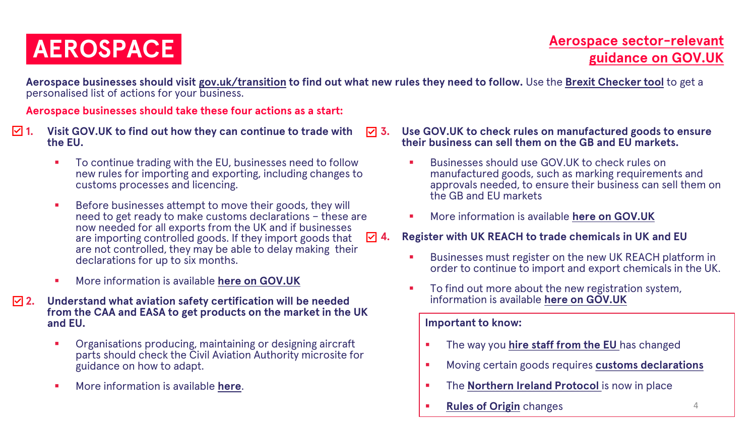# AEROSPACE

**Aerospace sector-relevant guidance on GOV.UK**

**Aerospace businesses should visit gov.uk/transition to find out what new rules they need to follow.** Use the **Brexit Checker tool** to get a personalised list of actions for your business.

**Aerospace businesses should take these four actions as a start:**

☑ **1. Visit GOV.UK to find out how they can continue to trade with the EU.**

- To continue trading with the EU, businesses need to follow new rules for importing and exporting, including changes to customs processes and licencing.
- Before businesses attempt to move their goods, they will need to get ready to make customs declarations – these are now needed for all exports from the UK and if businesses are importing controlled goods. If they import goods that are not controlled, they may be able to delay making their declarations for up to six months.
- More information is available **here on GOV.UK**

☑ **2. Understand what aviation safety certification will be needed from the CAA and EASA to get products on the market in the UK and EU.**

- Organisations producing, maintaining or designing aircraft parts should check the Civil Aviation Authority microsite for guidance on how to adapt.
- More information is available **here**.

☑ **3. Use GOV.UK to check rules on manufactured goods to ensure their business can sell them on the GB and EU markets.**

- Businesses should use GOV.UK to check rules on manufactured goods, such as marking requirements and approvals needed, to ensure their business can sell them on the GB and EU markets
- More information is available **here on GOV.UK**

☑ **4. Register with UK REACH to trade chemicals in UK and EU**

- Businesses must register on the new UK REACH platform in order to continue to import and export chemicals in the UK.
- To find out more about the new registration system, information is available **here on GOV.UK**

**Important to know:**

- The way you **hire staff from the EU** has changed
- Moving certain goods requires **customs declarations**
- The **Northern Ireland Protocol** is now in place
- **Rules of Origin** changes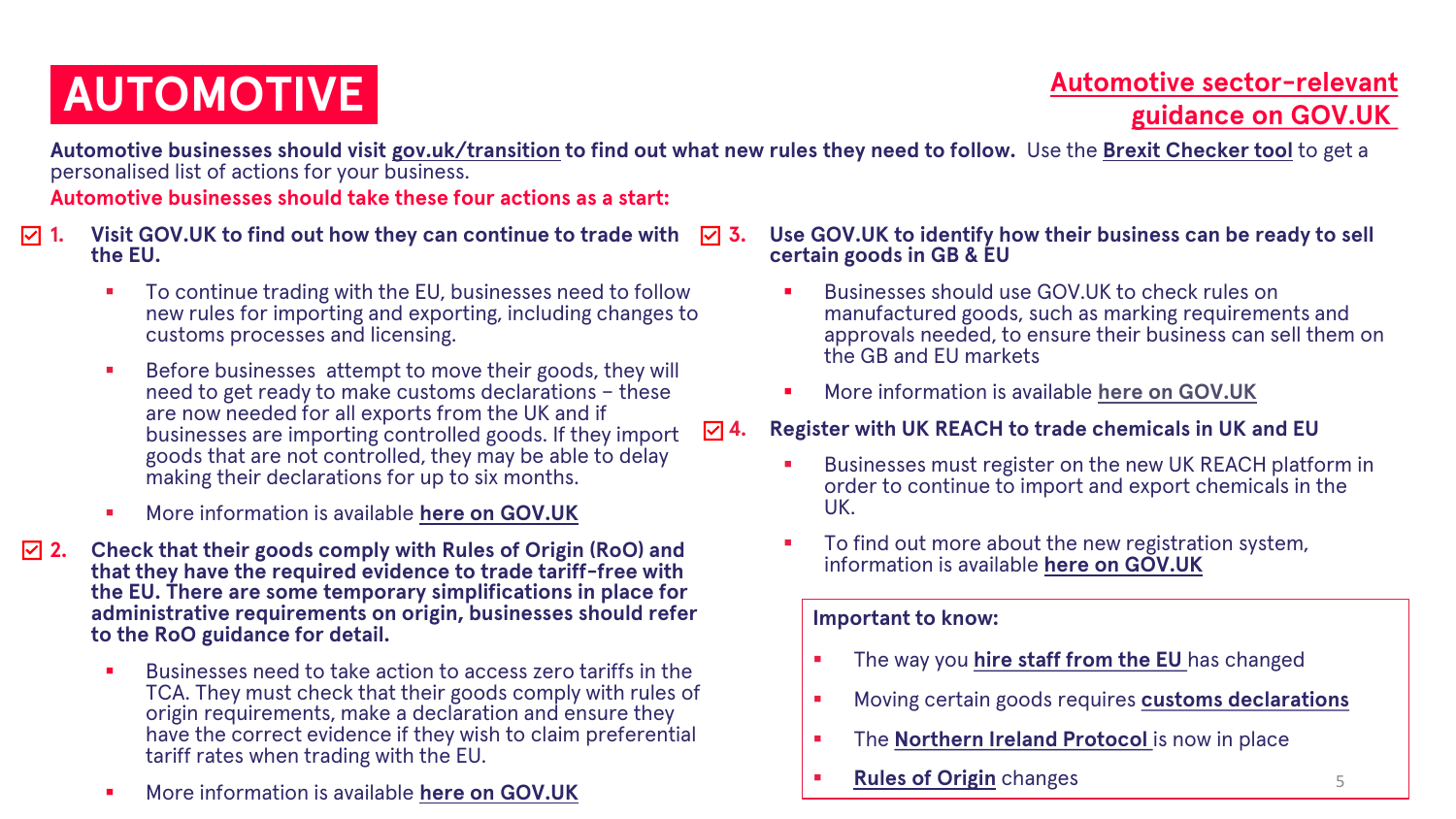# AUTOMOTIVE

**Automotive sector-relevant guidance on GOV.UK**

**Automotive businesses should visit gov.uk/transition to find out what new rules they need to follow.** Use the **Brexit Checker tool** to get a personalised list of actions for your business.

**Automotive businesses should take these four actions as a start:**

1. **Visit GOV.UK to find out how they can continue to trade with the EU.**
   - To continue trading with the EU, businesses need to follow new rules for importing and exporting, including changes to customs processes and licensing.
   - Before businesses attempt to move their goods, they will need to get ready to make customs declarations – these are now needed for all exports from the UK and if businesses are importing controlled goods. If they import goods that are not controlled, they may be able to delay making their declarations for up to six months.
   - More information is available **here on GOV.UK**

2. **Check that their goods comply with Rules of Origin (RoO) and that they have the required evidence to trade tariff-free with the EU. There are some temporary simplifications in place for administrative requirements on origin, businesses should refer to the RoO guidance for detail.**
   - Businesses need to take action to access zero tariffs in the TCA. They must check that their goods comply with rules of origin requirements, make a declaration and ensure they have the correct evidence if they wish to claim preferential tariff rates when trading with the EU.
   - More information is available **here on GOV.UK**

3. **Use GOV.UK to identify how their business can be ready to sell certain goods in GB & EU**
   - Businesses should use GOV.UK to check rules on manufactured goods, such as marking requirements and approvals needed, to ensure their business can sell them on the GB and EU markets
   - More information is available **here on GOV.UK**

4. **Register with UK REACH to trade chemicals in UK and EU**
   - Businesses must register on the new UK REACH platform in order to continue to import and export chemicals in the UK.
   - To find out more about the new registration system, information is available **here on GOV.UK**

**Important to know:**

- The way you **hire staff from the EU** has changed
- Moving certain goods requires **customs declarations**
- The **Northern Ireland Protocol** is now in place
- **Rules of Origin** changes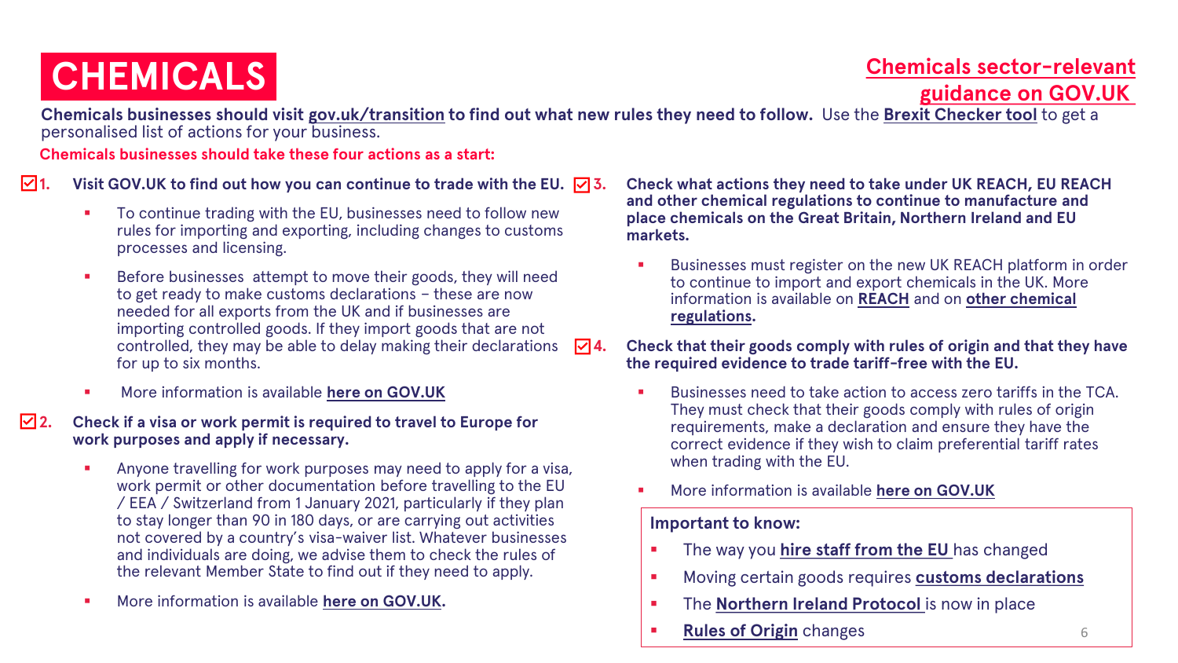# CHEMICALS

**Chemicals sector-relevant guidance on GOV.UK**

**Chemicals businesses should visit gov.uk/transition to find out what new rules they need to follow.** Use the **Brexit Checker tool** to get a personalised list of actions for your business.

**Chemicals businesses should take these four actions as a start:**

**1. Visit GOV.UK to find out how you can continue to trade with the EU.**

- To continue trading with the EU, businesses need to follow new rules for importing and exporting, including changes to customs processes and licensing.
- Before businesses attempt to move their goods, they will need to get ready to make customs declarations – these are now needed for all exports from the UK and if businesses are importing controlled goods. If they import goods that are not controlled, they may be able to delay making their declarations for up to six months.
- More information is available **here on GOV.UK**

**2. Check if a visa or work permit is required to travel to Europe for work purposes and apply if necessary.**

- Anyone travelling for work purposes may need to apply for a visa, work permit or other documentation before travelling to the EU / EEA / Switzerland from 1 January 2021, particularly if they plan to stay longer than 90 in 180 days, or are carrying out activities not covered by a country's visa-waiver list. Whatever businesses and individuals are doing, we advise them to check the rules of the relevant Member State to find out if they need to apply.
- More information is available **here on GOV.UK.**

**3. Check what actions they need to take under UK REACH, EU REACH and other chemical regulations to continue to manufacture and place chemicals on the Great Britain, Northern Ireland and EU markets.**

- Businesses must register on the new UK REACH platform in order to continue to import and export chemicals in the UK. More information is available on **REACH** and on **other chemical regulations.**

**4. Check that their goods comply with rules of origin and that they have the required evidence to trade tariff-free with the EU.**

- Businesses need to take action to access zero tariffs in the TCA. They must check that their goods comply with rules of origin requirements, make a declaration and ensure they have the correct evidence if they wish to claim preferential tariff rates when trading with the EU.
- More information is available **here on GOV.UK**

**Important to know:**

- The way you **hire staff from the EU** has changed
- Moving certain goods requires **customs declarations**
- The **Northern Ireland Protocol** is now in place
- **Rules of Origin** changes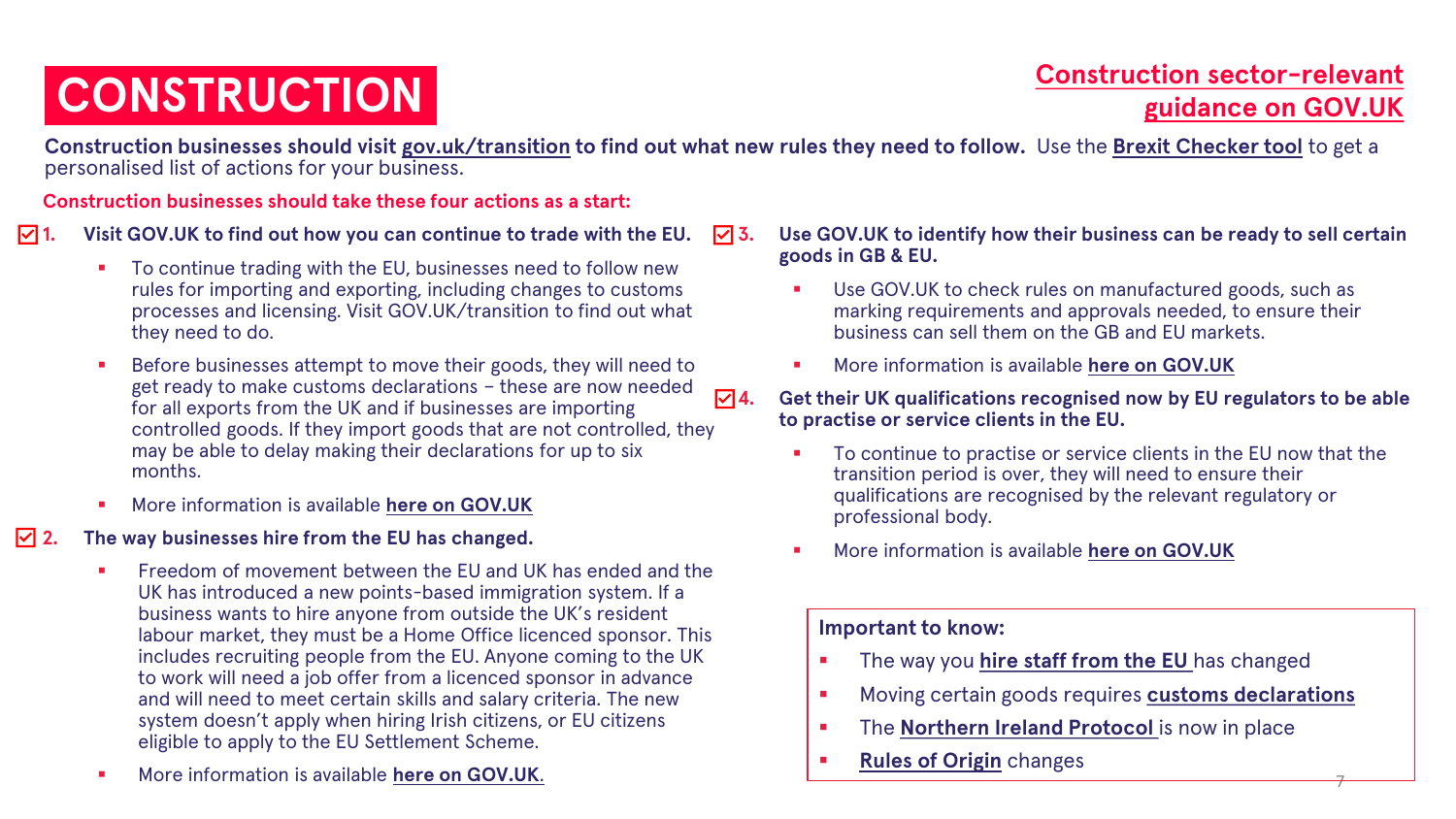# CONSTRUCTION

**Construction sector-relevant guidance on GOV.UK**

**Construction businesses should visit gov.uk/transition to find out what new rules they need to follow.** Use the **Brexit Checker tool** to get a personalised list of actions for your business.

**Construction businesses should take these four actions as a start:**

**1. Visit GOV.UK to find out how you can continue to trade with the EU.**

- To continue trading with the EU, businesses need to follow new rules for importing and exporting, including changes to customs processes and licensing. Visit GOV.UK/transition to find out what they need to do.
- Before businesses attempt to move their goods, they will need to get ready to make customs declarations – these are now needed for all exports from the UK and if businesses are importing controlled goods. If they import goods that are not controlled, they may be able to delay making their declarations for up to six months.
- More information is available **here on GOV.UK**

**2. The way businesses hire from the EU has changed.**

- Freedom of movement between the EU and UK has ended and the UK has introduced a new points-based immigration system. If a business wants to hire anyone from outside the UK's resident labour market, they must be a Home Office licenced sponsor. This includes recruiting people from the EU. Anyone coming to the UK to work will need a job offer from a licenced sponsor in advance and will need to meet certain skills and salary criteria. The new system doesn't apply when hiring Irish citizens, or EU citizens eligible to apply to the EU Settlement Scheme.
- More information is available **here on GOV.UK.**

**3. Use GOV.UK to identify how their business can be ready to sell certain goods in GB & EU.**

- Use GOV.UK to check rules on manufactured goods, such as marking requirements and approvals needed, to ensure their business can sell them on the GB and EU markets.
- More information is available **here on GOV.UK**

**4. Get their UK qualifications recognised now by EU regulators to be able to practise or service clients in the EU.**

- To continue to practise or service clients in the EU now that the transition period is over, they will need to ensure their qualifications are recognised by the relevant regulatory or professional body.
- More information is available **here on GOV.UK**

**Important to know:**

- The way you **hire staff from the EU** has changed
- Moving certain goods requires **customs declarations**
- The **Northern Ireland Protocol** is now in place
- **Rules of Origin** changes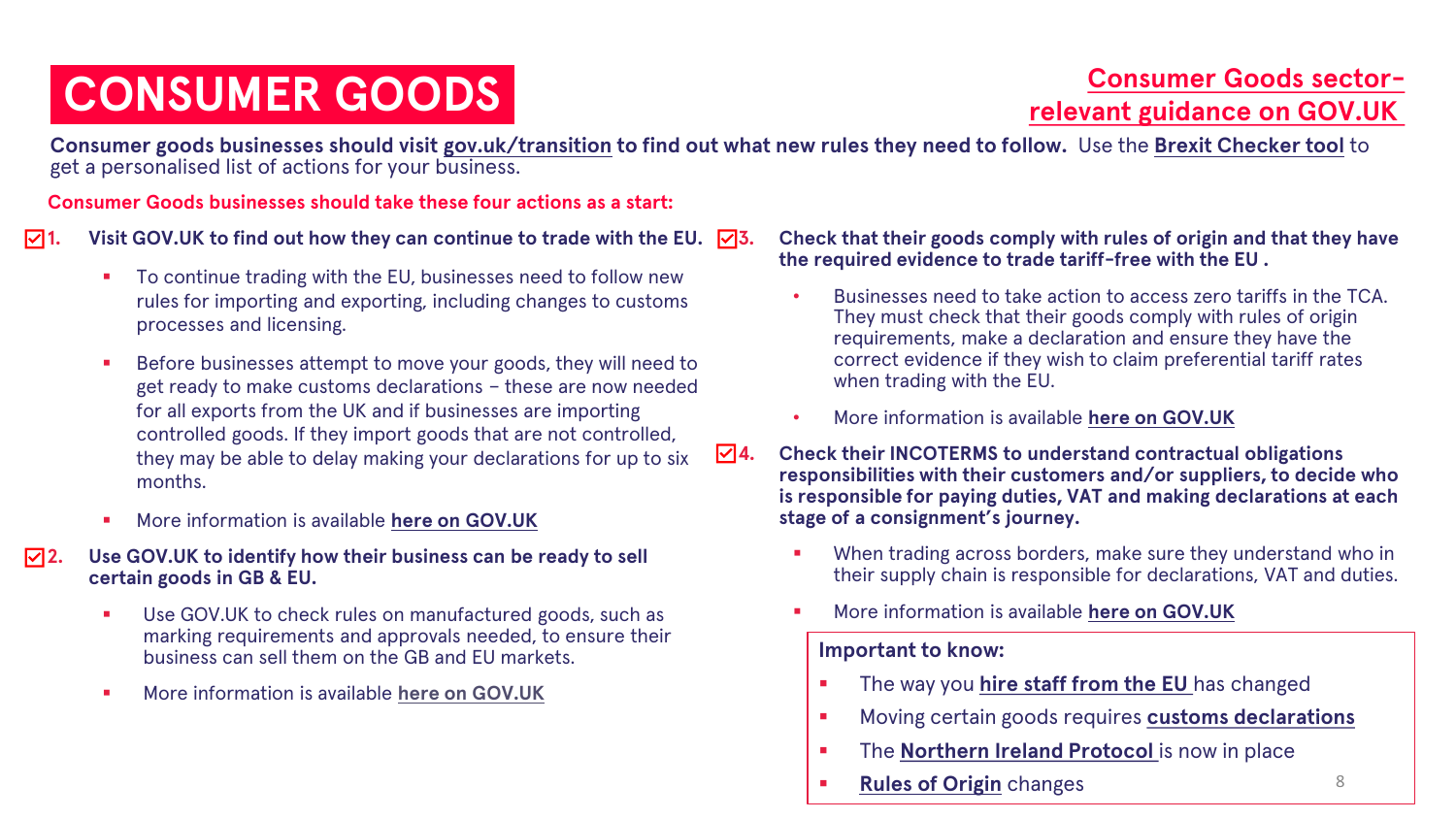# CONSUMER GOODS

**Consumer Goods sector-relevant guidance on GOV.UK**

**Consumer goods businesses should visit gov.uk/transition to find out what new rules they need to follow.** Use the **Brexit Checker tool** to get a personalised list of actions for your business.

**Consumer Goods businesses should take these four actions as a start:**

☑ **1. Visit GOV.UK to find out how they can continue to trade with the EU.**

- To continue trading with the EU, businesses need to follow new rules for importing and exporting, including changes to customs processes and licensing.
- Before businesses attempt to move your goods, they will need to get ready to make customs declarations – these are now needed for all exports from the UK and if businesses are importing controlled goods. If they import goods that are not controlled, they may be able to delay making your declarations for up to six months.
- More information is available **here on GOV.UK**

☑ **2. Use GOV.UK to identify how their business can be ready to sell certain goods in GB & EU.**

- Use GOV.UK to check rules on manufactured goods, such as marking requirements and approvals needed, to ensure their business can sell them on the GB and EU markets.
- More information is available **here on GOV.UK**

☑ **3. Check that their goods comply with rules of origin and that they have the required evidence to trade tariff-free with the EU .**

- Businesses need to take action to access zero tariffs in the TCA. They must check that their goods comply with rules of origin requirements, make a declaration and ensure they have the correct evidence if they wish to claim preferential tariff rates when trading with the EU.
- More information is available **here on GOV.UK**

☑ **4. Check their INCOTERMS to understand contractual obligations responsibilities with their customers and/or suppliers, to decide who is responsible for paying duties, VAT and making declarations at each stage of a consignment's journey.**

- When trading across borders, make sure they understand who in their supply chain is responsible for declarations, VAT and duties.
- More information is available **here on GOV.UK**

**Important to know:**

- The way you **hire staff from the EU** has changed
- Moving certain goods requires **customs declarations**
- The **Northern Ireland Protocol** is now in place
- **Rules of Origin** changes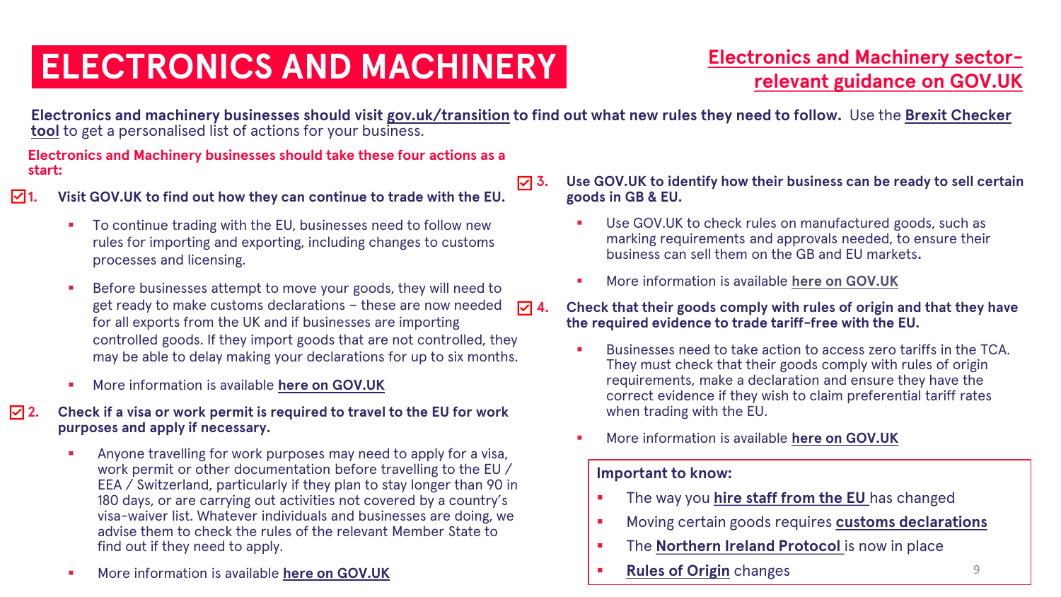# ELECTRONICS AND MACHINERY

**Electronics and Machinery sector-relevant guidance on GOV.UK**

**Electronics and machinery businesses should visit gov.uk/transition to find out what new rules they need to follow.** Use the **Brexit Checker tool** to get a personalised list of actions for your business.

**Electronics and Machinery businesses should take these four actions as a start:**

☑ **1. Visit GOV.UK to find out how they can continue to trade with the EU.**

- To continue trading with the EU, businesses need to follow new rules for importing and exporting, including changes to customs processes and licensing.
- Before businesses attempt to move your goods, they will need to get ready to make customs declarations – these are now needed for all exports from the UK and if businesses are importing controlled goods. If they import goods that are not controlled, they may be able to delay making your declarations for up to six months.
- More information is available **here on GOV.UK**

☑ **2. Check if a visa or work permit is required to travel to the EU for work purposes and apply if necessary.**

- Anyone travelling for work purposes may need to apply for a visa, work permit or other documentation before travelling to the EU / EEA / Switzerland, particularly if they plan to stay longer than 90 in 180 days, or are carrying out activities not covered by a country's visa-waiver list. Whatever individuals and businesses are doing, we advise them to check the rules of the relevant Member State to find out if they need to apply.
- More information is available **here on GOV.UK**

☑ **3. Use GOV.UK to identify how their business can be ready to sell certain goods in GB & EU.**

- Use GOV.UK to check rules on manufactured goods, such as marking requirements and approvals needed, to ensure their business can sell them on the GB and EU markets.
- More information is available **here on GOV.UK**

☑ **4. Check that their goods comply with rules of origin and that they have the required evidence to trade tariff-free with the EU.**

- Businesses need to take action to access zero tariffs in the TCA. They must check that their goods comply with rules of origin requirements, make a declaration and ensure they have the correct evidence if they wish to claim preferential tariff rates when trading with the EU.
- More information is available **here on GOV.UK**

**Important to know:**

- The way you **hire staff from the EU** has changed
- Moving certain goods requires **customs declarations**
- The **Northern Ireland Protocol** is now in place
- **Rules of Origin** changes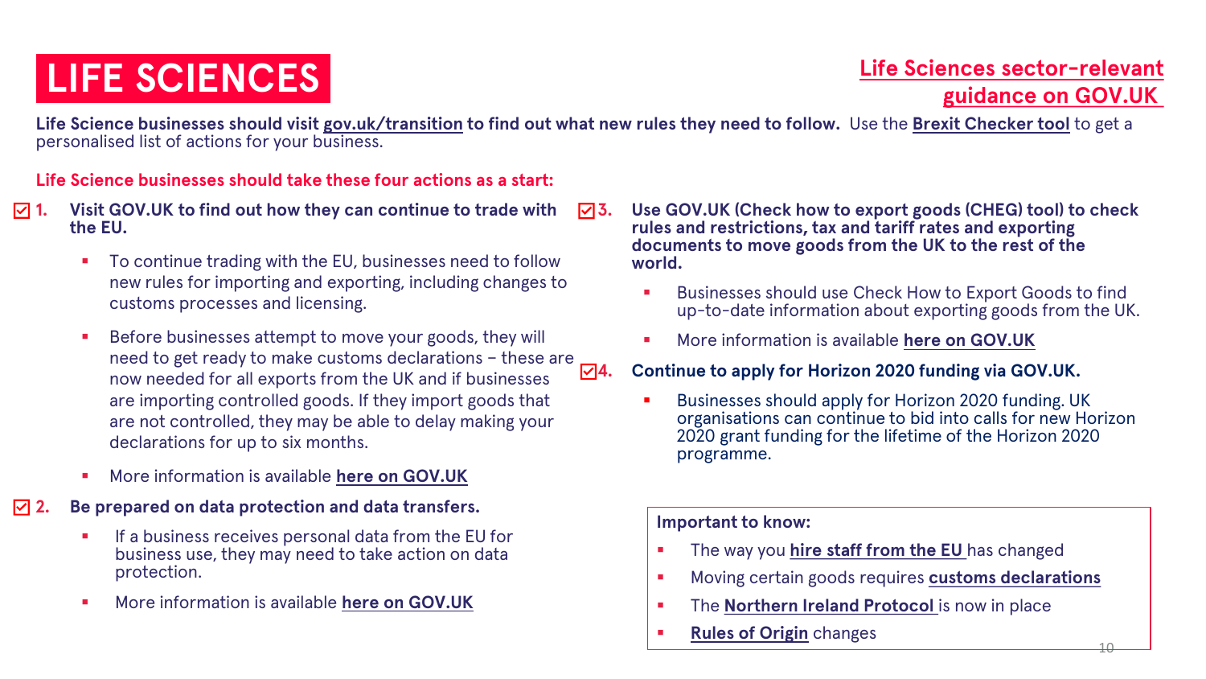# LIFE SCIENCES

**Life Sciences sector-relevant guidance on GOV.UK**

**Life Science businesses should visit gov.uk/transition to find out what new rules they need to follow.** Use the **Brexit Checker tool** to get a personalised list of actions for your business.

**Life Science businesses should take these four actions as a start:**

**1. Visit GOV.UK to find out how they can continue to trade with the EU.**

- To continue trading with the EU, businesses need to follow new rules for importing and exporting, including changes to customs processes and licensing.
- Before businesses attempt to move your goods, they will need to get ready to make customs declarations – these are now needed for all exports from the UK and if businesses are importing controlled goods. If they import goods that are not controlled, they may be able to delay making your declarations for up to six months.
- More information is available **here on GOV.UK**

**2. Be prepared on data protection and data transfers.**

- If a business receives personal data from the EU for business use, they may need to take action on data protection.
- More information is available **here on GOV.UK**

**3. Use GOV.UK (Check how to export goods (CHEG) tool) to check rules and restrictions, tax and tariff rates and exporting documents to move goods from the UK to the rest of the world.**

- Businesses should use Check How to Export Goods to find up-to-date information about exporting goods from the UK.
- More information is available **here on GOV.UK**

**4. Continue to apply for Horizon 2020 funding via GOV.UK.**

- Businesses should apply for Horizon 2020 funding. UK organisations can continue to bid into calls for new Horizon 2020 grant funding for the lifetime of the Horizon 2020 programme.

**Important to know:**

- The way you **hire staff from the EU** has changed
- Moving certain goods requires **customs declarations**
- The **Northern Ireland Protocol** is now in place
- **Rules of Origin** changes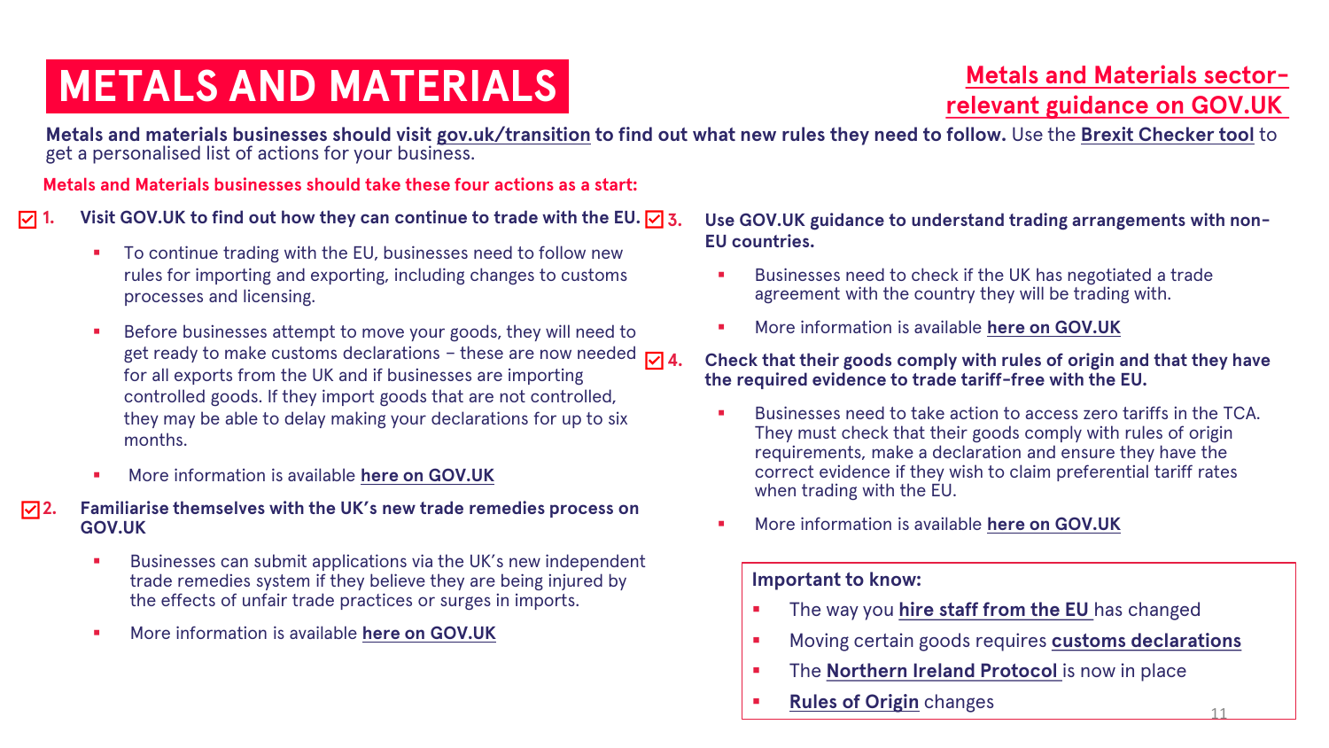# METALS AND MATERIALS

**Metals and Materials sector-relevant guidance on GOV.UK**

**Metals and materials businesses should visit gov.uk/transition to find out what new rules they need to follow.** Use the **Brexit Checker tool** to get a personalised list of actions for your business.

**Metals and Materials businesses should take these four actions as a start:**

1. **Visit GOV.UK to find out how they can continue to trade with the EU.**
   - To continue trading with the EU, businesses need to follow new rules for importing and exporting, including changes to customs processes and licensing.
   - Before businesses attempt to move your goods, they will need to get ready to make customs declarations – these are now needed for all exports from the UK and if businesses are importing controlled goods. If they import goods that are not controlled, they may be able to delay making your declarations for up to six months.
   - More information is available **here on GOV.UK**

2. **Familiarise themselves with the UK's new trade remedies process on GOV.UK**
   - Businesses can submit applications via the UK's new independent trade remedies system if they believe they are being injured by the effects of unfair trade practices or surges in imports.
   - More information is available **here on GOV.UK**

3. **Use GOV.UK guidance to understand trading arrangements with non-EU countries.**
   - Businesses need to check if the UK has negotiated a trade agreement with the country they will be trading with.
   - More information is available **here on GOV.UK**

4. **Check that their goods comply with rules of origin and that they have the required evidence to trade tariff-free with the EU.**
   - Businesses need to take action to access zero tariffs in the TCA. They must check that their goods comply with rules of origin requirements, make a declaration and ensure they have the correct evidence if they wish to claim preferential tariff rates when trading with the EU.
   - More information is available **here on GOV.UK**

**Important to know:**

- The way you **hire staff from the EU** has changed
- Moving certain goods requires **customs declarations**
- The **Northern Ireland Protocol** is now in place
- **Rules of Origin** changes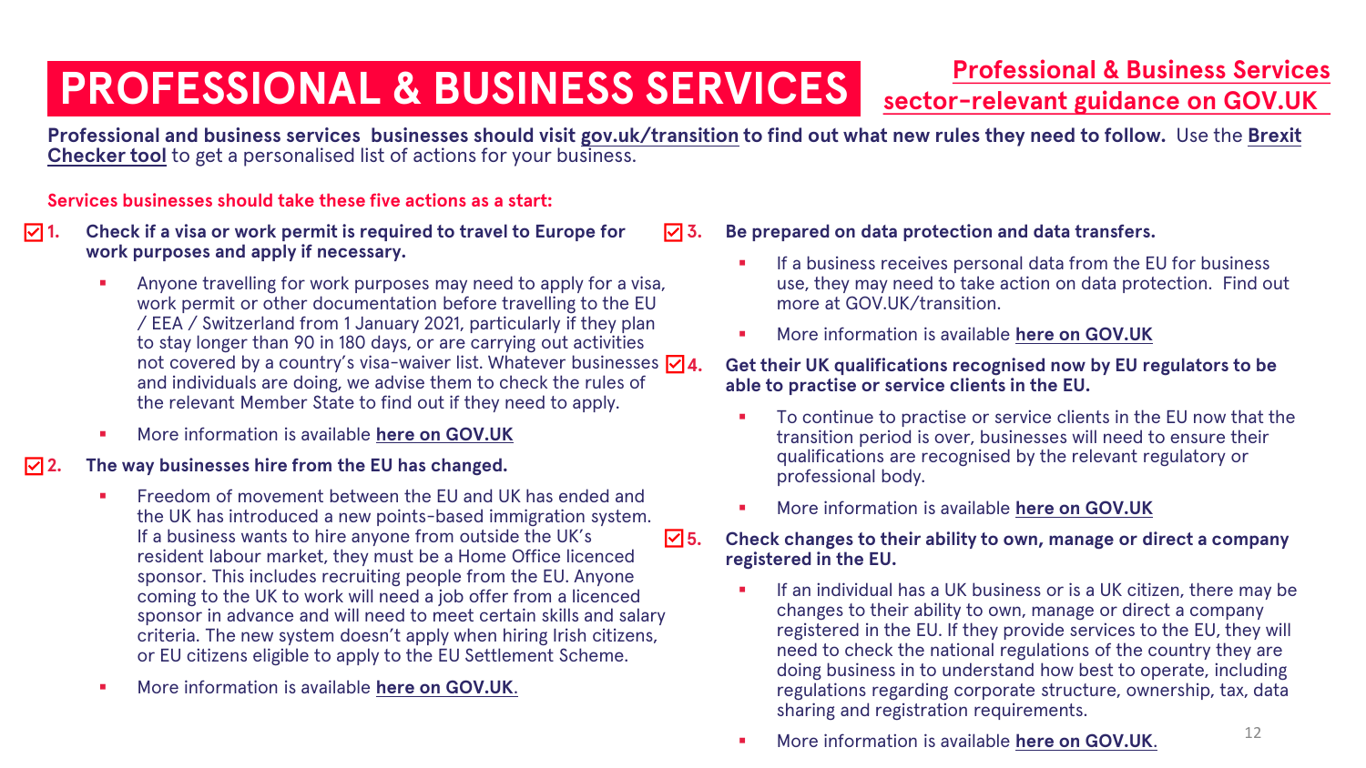# PROFESSIONAL & BUSINESS SERVICES

**Professional & Business Services sector-relevant guidance on GOV.UK**

**Professional and business services businesses should visit gov.uk/transition to find out what new rules they need to follow.** Use the **Brexit Checker tool** to get a personalised list of actions for your business.

**Services businesses should take these five actions as a start:**

**1. Check if a visa or work permit is required to travel to Europe for work purposes and apply if necessary.**

- Anyone travelling for work purposes may need to apply for a visa, work permit or other documentation before travelling to the EU / EEA / Switzerland from 1 January 2021, particularly if they plan to stay longer than 90 in 180 days, or are carrying out activities not covered by a country's visa-waiver list. Whatever businesses and individuals are doing, we advise them to check the rules of the relevant Member State to find out if they need to apply.
- More information is available **here on GOV.UK**

**2. The way businesses hire from the EU has changed.**

- Freedom of movement between the EU and UK has ended and the UK has introduced a new points-based immigration system. If a business wants to hire anyone from outside the UK's resident labour market, they must be a Home Office licenced sponsor. This includes recruiting people from the EU. Anyone coming to the UK to work will need a job offer from a licenced sponsor in advance and will need to meet certain skills and salary criteria. The new system doesn't apply when hiring Irish citizens, or EU citizens eligible to apply to the EU Settlement Scheme.
- More information is available **here on GOV.UK**.

**3. Be prepared on data protection and data transfers.**

- If a business receives personal data from the EU for business use, they may need to take action on data protection. Find out more at GOV.UK/transition.
- More information is available **here on GOV.UK**

**4. Get their UK qualifications recognised now by EU regulators to be able to practise or service clients in the EU.**

- To continue to practise or service clients in the EU now that the transition period is over, businesses will need to ensure their qualifications are recognised by the relevant regulatory or professional body.
- More information is available **here on GOV.UK**

**5. Check changes to their ability to own, manage or direct a company registered in the EU.**

- If an individual has a UK business or is a UK citizen, there may be changes to their ability to own, manage or direct a company registered in the EU. If they provide services to the EU, they will need to check the national regulations of the country they are doing business in to understand how best to operate, including regulations regarding corporate structure, ownership, tax, data sharing and registration requirements.
- More information is available **here on GOV.UK**.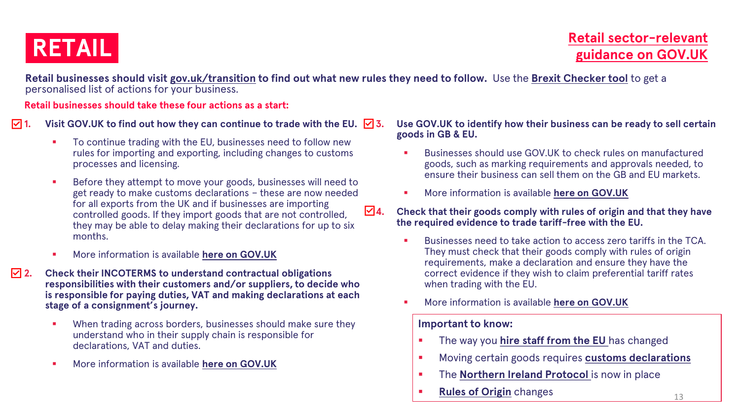# RETAIL

**Retail sector-relevant guidance on GOV.UK**

**Retail businesses should visit gov.uk/transition to find out what new rules they need to follow.** Use the **Brexit Checker tool** to get a personalised list of actions for your business.

**Retail businesses should take these four actions as a start:**

1. **Visit GOV.UK to find out how they can continue to trade with the EU.**
   - To continue trading with the EU, businesses need to follow new rules for importing and exporting, including changes to customs processes and licensing.
   - Before they attempt to move your goods, businesses will need to get ready to make customs declarations – these are now needed for all exports from the UK and if businesses are importing controlled goods. If they import goods that are not controlled, they may be able to delay making their declarations for up to six months.
   - More information is available **here on GOV.UK**

2. **Check their INCOTERMS to understand contractual obligations responsibilities with their customers and/or suppliers, to decide who is responsible for paying duties, VAT and making declarations at each stage of a consignment's journey.**
   - When trading across borders, businesses should make sure they understand who in their supply chain is responsible for declarations, VAT and duties.
   - More information is available **here on GOV.UK**

3. **Use GOV.UK to identify how their business can be ready to sell certain goods in GB & EU.**
   - Businesses should use GOV.UK to check rules on manufactured goods, such as marking requirements and approvals needed, to ensure their business can sell them on the GB and EU markets.
   - More information is available **here on GOV.UK**

4. **Check that their goods comply with rules of origin and that they have the required evidence to trade tariff-free with the EU.**
   - Businesses need to take action to access zero tariffs in the TCA. They must check that their goods comply with rules of origin requirements, make a declaration and ensure they have the correct evidence if they wish to claim preferential tariff rates when trading with the EU.
   - More information is available **here on GOV.UK**

**Important to know:**

- The way you **hire staff from the EU** has changed
- Moving certain goods requires **customs declarations**
- The **Northern Ireland Protocol** is now in place
- **Rules of Origin** changes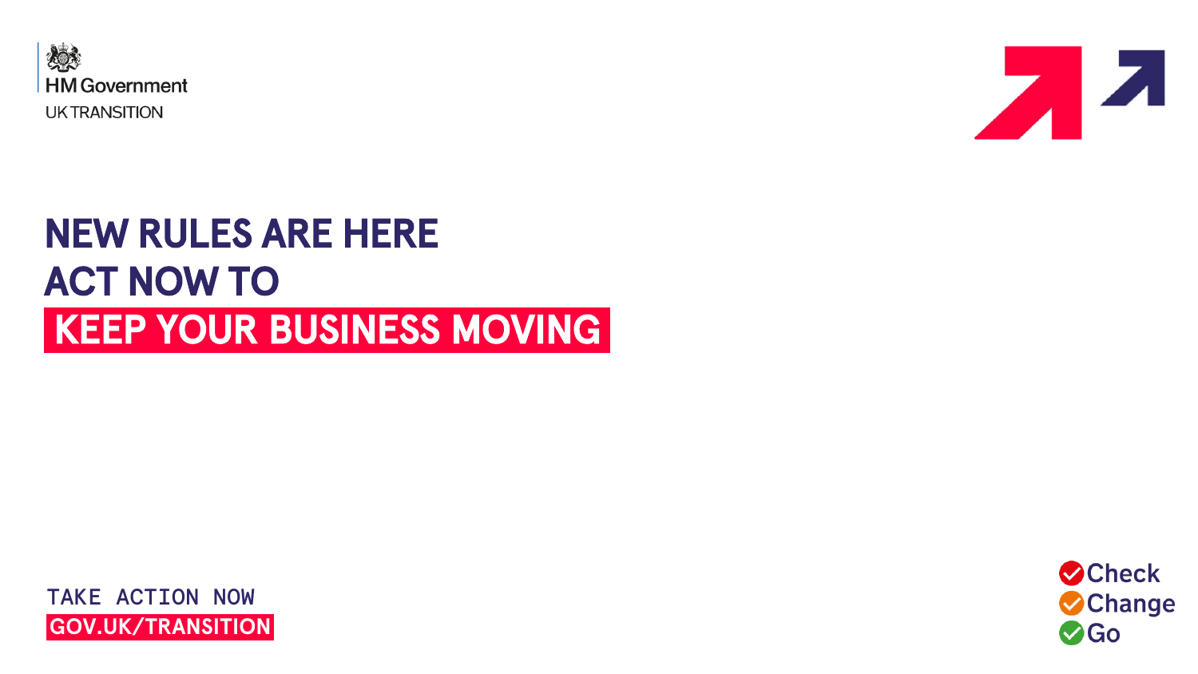HM Government

UK TRANSITION

# NEW RULES ARE HERE ACT NOW TO KEEP YOUR BUSINESS MOVING

TAKE ACTION NOW

GOV.UK/TRANSITION

Check

Change

Go